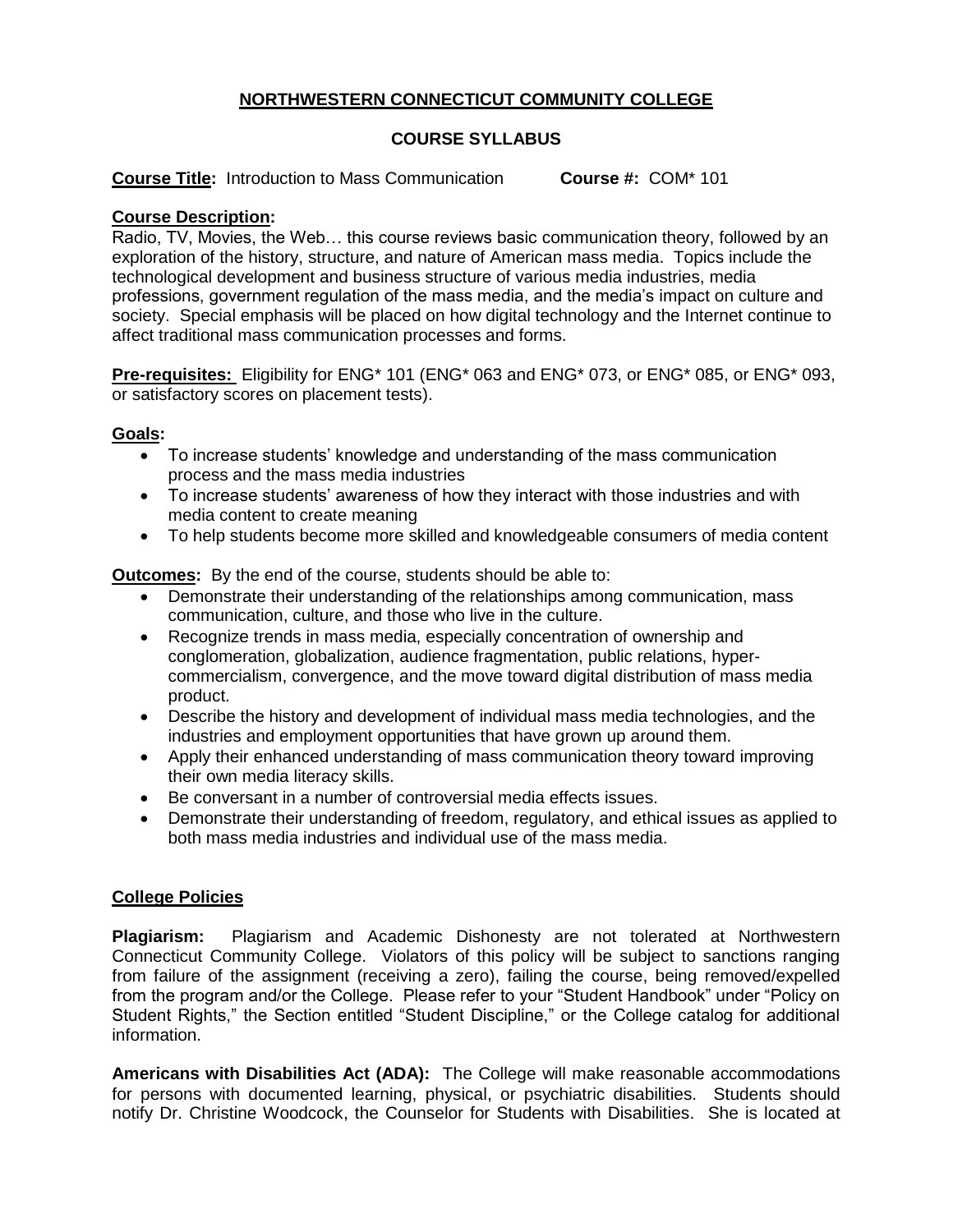# NORTHWESTERN CONNECTICUT COMMUNITY COLLEGE

## COURSE SYLLABUS

**Course Title:** Introduction to Mass Communication **Course #:** COM* 101

**Course Description:**
Radio, TV, Movies, the Web… this course reviews basic communication theory, followed by an exploration of the history, structure, and nature of American mass media. Topics include the technological development and business structure of various media industries, media professions, government regulation of the mass media, and the media's impact on culture and society. Special emphasis will be placed on how digital technology and the Internet continue to affect traditional mass communication processes and forms.

**Pre-requisites:** Eligibility for ENG* 101 (ENG* 063 and ENG* 073, or ENG* 085, or ENG* 093, or satisfactory scores on placement tests).

**Goals:**

- To increase students' knowledge and understanding of the mass communication process and the mass media industries
- To increase students' awareness of how they interact with those industries and with media content to create meaning
- To help students become more skilled and knowledgeable consumers of media content

**Outcomes:** By the end of the course, students should be able to:

- Demonstrate their understanding of the relationships among communication, mass communication, culture, and those who live in the culture.
- Recognize trends in mass media, especially concentration of ownership and conglomeration, globalization, audience fragmentation, public relations, hyper-commercialism, convergence, and the move toward digital distribution of mass media product.
- Describe the history and development of individual mass media technologies, and the industries and employment opportunities that have grown up around them.
- Apply their enhanced understanding of mass communication theory toward improving their own media literacy skills.
- Be conversant in a number of controversial media effects issues.
- Demonstrate their understanding of freedom, regulatory, and ethical issues as applied to both mass media industries and individual use of the mass media.

**College Policies**

**Plagiarism:** Plagiarism and Academic Dishonesty are not tolerated at Northwestern Connecticut Community College. Violators of this policy will be subject to sanctions ranging from failure of the assignment (receiving a zero), failing the course, being removed/expelled from the program and/or the College. Please refer to your "Student Handbook" under "Policy on Student Rights," the Section entitled "Student Discipline," or the College catalog for additional information.

**Americans with Disabilities Act (ADA):** The College will make reasonable accommodations for persons with documented learning, physical, or psychiatric disabilities. Students should notify Dr. Christine Woodcock, the Counselor for Students with Disabilities. She is located at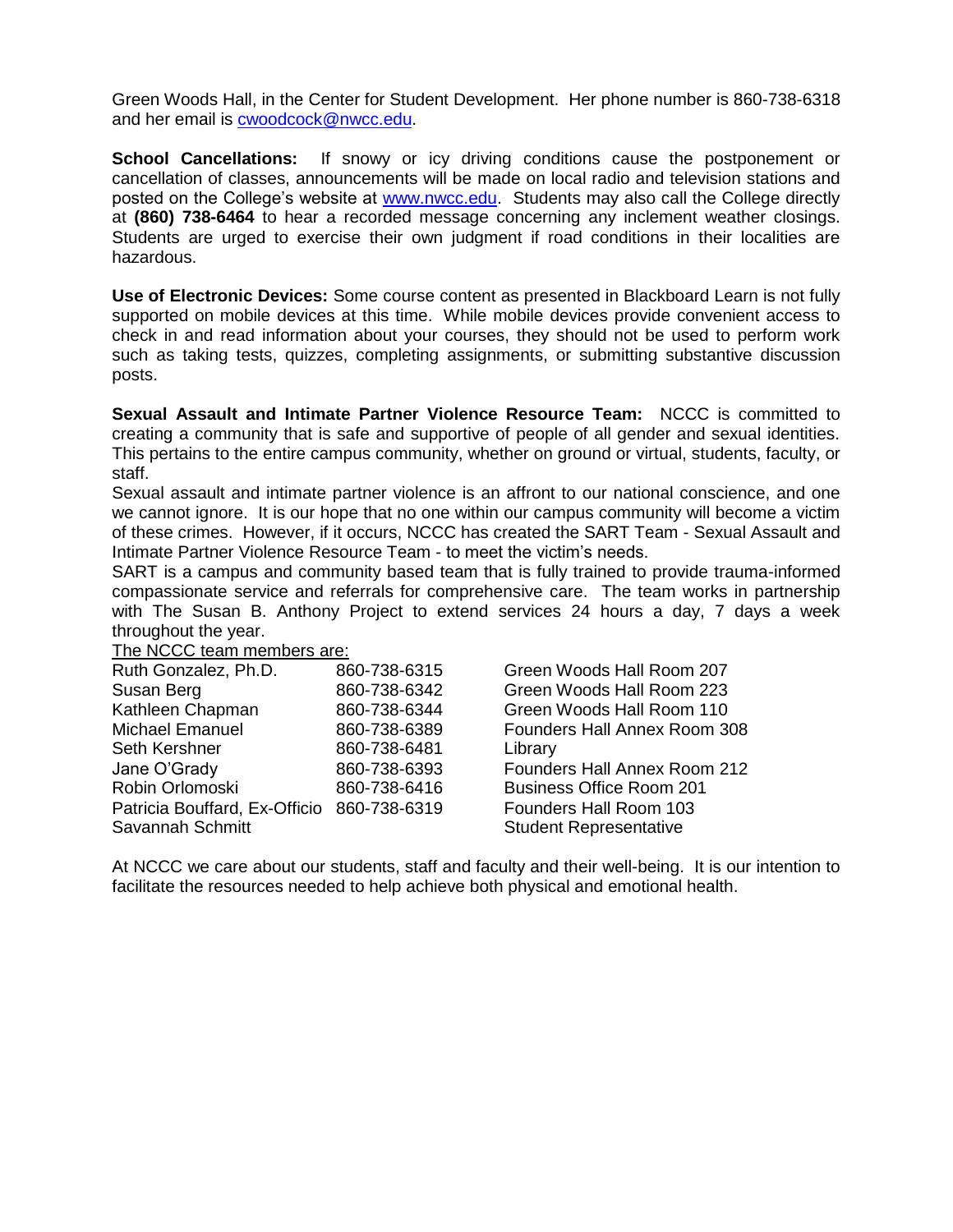Green Woods Hall, in the Center for Student Development. Her phone number is 860-738-6318 and her email is cwoodcock@nwcc.edu.

**School Cancellations:** If snowy or icy driving conditions cause the postponement or cancellation of classes, announcements will be made on local radio and television stations and posted on the College's website at www.nwcc.edu. Students may also call the College directly at **(860) 738-6464** to hear a recorded message concerning any inclement weather closings. Students are urged to exercise their own judgment if road conditions in their localities are hazardous.

**Use of Electronic Devices:** Some course content as presented in Blackboard Learn is not fully supported on mobile devices at this time. While mobile devices provide convenient access to check in and read information about your courses, they should not be used to perform work such as taking tests, quizzes, completing assignments, or submitting substantive discussion posts.

**Sexual Assault and Intimate Partner Violence Resource Team:** NCCC is committed to creating a community that is safe and supportive of people of all gender and sexual identities. This pertains to the entire campus community, whether on ground or virtual, students, faculty, or staff.

Sexual assault and intimate partner violence is an affront to our national conscience, and one we cannot ignore. It is our hope that no one within our campus community will become a victim of these crimes. However, if it occurs, NCCC has created the SART Team - Sexual Assault and Intimate Partner Violence Resource Team - to meet the victim's needs.

SART is a campus and community based team that is fully trained to provide trauma-informed compassionate service and referrals for comprehensive care. The team works in partnership with The Susan B. Anthony Project to extend services 24 hours a day, 7 days a week throughout the year.

The NCCC team members are:

| | | |
|---|---|---|
| Ruth Gonzalez, Ph.D. | 860-738-6315 | Green Woods Hall Room 207 |
| Susan Berg | 860-738-6342 | Green Woods Hall Room 223 |
| Kathleen Chapman | 860-738-6344 | Green Woods Hall Room 110 |
| Michael Emanuel | 860-738-6389 | Founders Hall Annex Room 308 |
| Seth Kershner | 860-738-6481 | Library |
| Jane O'Grady | 860-738-6393 | Founders Hall Annex Room 212 |
| Robin Orlomoski | 860-738-6416 | Business Office Room 201 |
| Patricia Bouffard, Ex-Officio | 860-738-6319 | Founders Hall Room 103 |
| Savannah Schmitt | | Student Representative |

At NCCC we care about our students, staff and faculty and their well-being. It is our intention to facilitate the resources needed to help achieve both physical and emotional health.